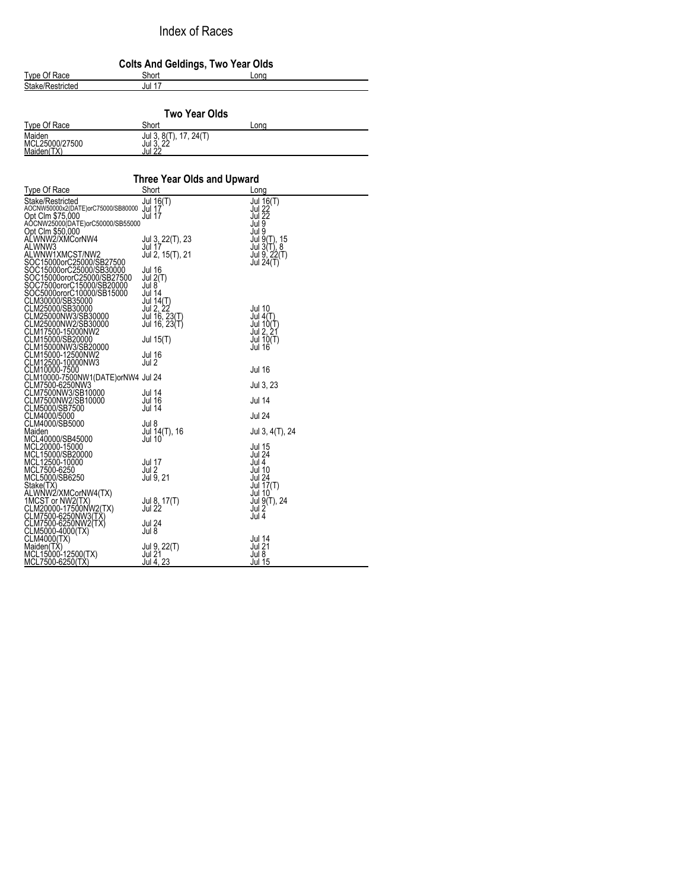# Index of Races

## Colts And Geldings, Two Year Olds

| Type Of Race | Short | Long |
|---|---|---|
| Stake/Restricted | Jul 17 | |

## Two Year Olds

| Type Of Race | Short | Long |
|---|---|---|
| Maiden | Jul 3, 8(T), 17, 24(T) | |
| MCL25000/27500 | Jul 3, 22 | |
| Maiden(TX) | Jul 22 | |

## Three Year Olds and Upward

| Type Of Race | Short | Long |
|---|---|---|
| Stake/Restricted | Jul 16(T) | Jul 16(T) |
| AOCNW50000x2(DATE)orC75000/SB80000 | Jul 17 | Jul 22 |
| Opt Clm $75,000 | Jul 17 | Jul 22 |
| AOCNW25000(DATE)orC50000/SB55000 | | Jul 9 |
| Opt Clm $50,000 | | Jul 9 |
| ALWNW2/XMCorNW4 | Jul 3, 22(T), 23 | Jul 9(T), 15 |
| ALWNW3 | Jul 17 | Jul 3(T), 8 |
| ALWNW1XMCST/NW2 | Jul 2, 15(T), 21 | Jul 9, 22(T) |
| SOC15000orC25000/SB27500 | | Jul 24(T) |
| SOC15000orC25000/SB30000 | Jul 16 | |
| SOC15000ororC25000/SB27500 | Jul 2(T) | |
| SOC7500ororC15000/SB20000 | Jul 8 | |
| SOC5000ororC10000/SB15000 | Jul 14 | |
| CLM30000/SB35000 | Jul 14(T) | |
| CLM25000/SB30000 | Jul 2, 22 | Jul 10 |
| CLM25000NW3/SB30000 | Jul 16, 23(T) | Jul 4(T) |
| CLM25000NW2/SB30000 | Jul 16, 23(T) | Jul 10(T) |
| CLM17500-15000NW2 | | Jul 2, 21 |
| CLM15000/SB20000 | Jul 15(T) | Jul 10(T) |
| CLM15000NW3/SB20000 | | Jul 16 |
| CLM15000-12500NW2 | Jul 16 | |
| CLM12500-10000NW3 | Jul 2 | |
| CLM10000-7500 | | Jul 16 |
| CLM10000-7500NW1(DATE)orNW4 | Jul 24 | |
| CLM7500-6250NW3 | | Jul 3, 23 |
| CLM7500NW3/SB10000 | Jul 14 | |
| CLM7500NW2/SB10000 | Jul 16 | Jul 14 |
| CLM5000/SB7500 | Jul 14 | |
| CLM4000/5000 | | Jul 24 |
| CLM4000/SB5000 | Jul 8 | |
| Maiden | Jul 14(T), 16 | Jul 3, 4(T), 24 |
| MCL40000/SB45000 | Jul 10 | |
| MCL20000-15000 | | Jul 15 |
| MCL15000/SB20000 | | Jul 24 |
| MCL12500-10000 | Jul 17 | Jul 4 |
| MCL7500-6250 | Jul 2 | Jul 10 |
| MCL5000/SB6250 | Jul 9, 21 | Jul 24 |
| Stake(TX) | | Jul 17(T) |
| ALWNW2/XMCorNW4(TX) | | Jul 10 |
| 1MCST or NW2(TX) | Jul 8, 17(T) | Jul 9(T), 24 |
| CLM20000-17500NW2(TX) | Jul 22 | Jul 2 |
| CLM7500-6250NW3(TX) | | Jul 4 |
| CLM7500-6250NW2(TX) | Jul 24 | |
| CLM5000-4000(TX) | Jul 8 | |
| CLM4000(TX) | | Jul 14 |
| Maiden(TX) | Jul 9, 22(T) | Jul 21 |
| MCL15000-12500(TX) | Jul 21 | Jul 8 |
| MCL7500-6250(TX) | Jul 4, 23 | Jul 15 |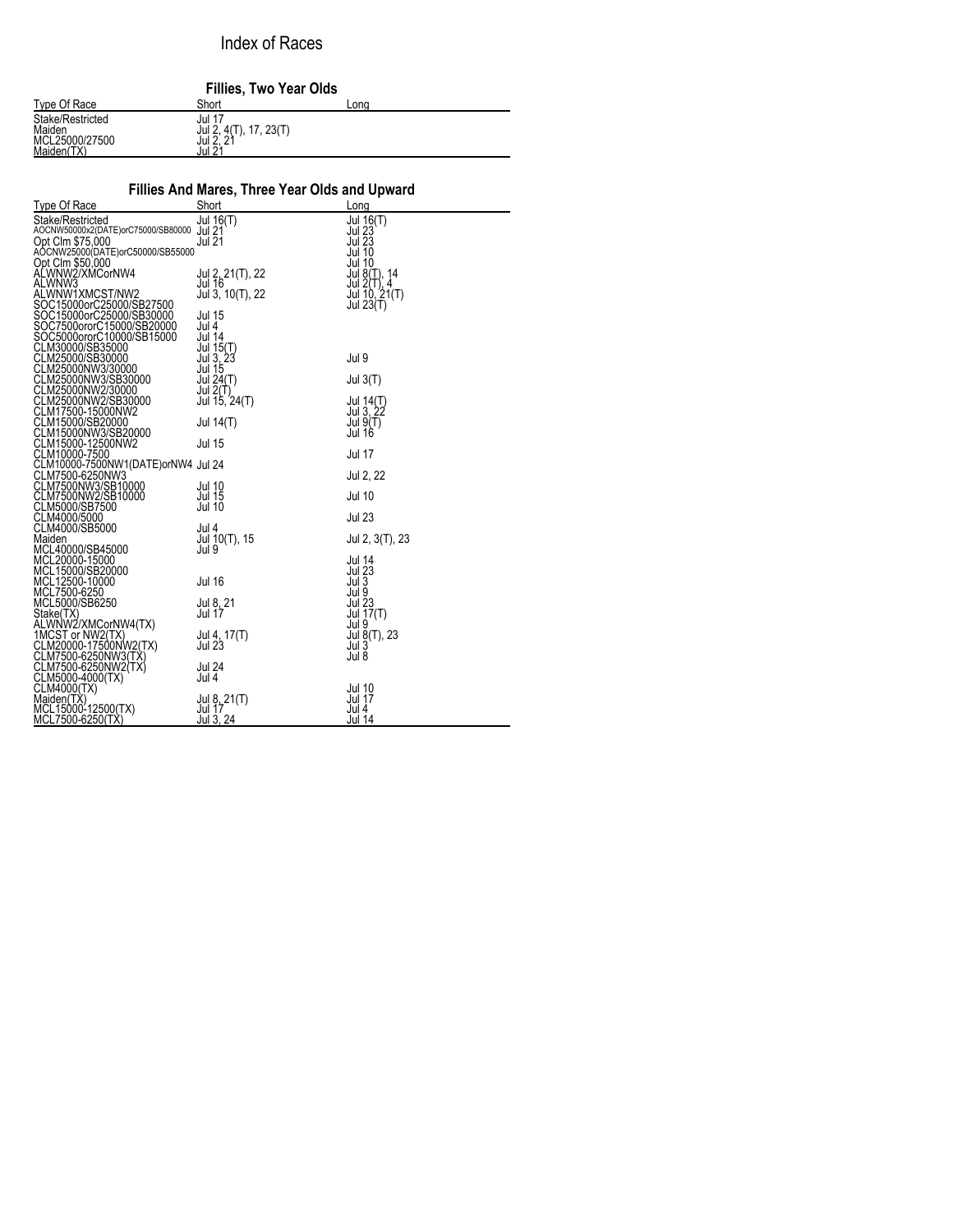# Index of Races

## Fillies, Two Year Olds

| Type Of Race | Short | Long |
|---|---|---|
| Stake/Restricted | Jul 17 | |
| Maiden | Jul 2, 4(T), 17, 23(T) | |
| MCL25000/27500 | Jul 2, 21 | |
| Maiden(TX) | Jul 21 | |

## Fillies And Mares, Three Year Olds and Upward

| Type Of Race | Short | Long |
|---|---|---|
| Stake/Restricted | Jul 16(T) | Jul 16(T) |
| AOCNW50000x2(DATE)orC75000/SB80000 | Jul 21 | Jul 23 |
| Opt Clm $75,000 | Jul 21 | Jul 23 |
| AOCNW25000(DATE)orC50000/SB55000 | | Jul 10 |
| Opt Clm $50,000 | | Jul 10 |
| ALWNW2/XMCorNW4 | Jul 2, 21(T), 22 | Jul 8(T), 14 |
| ALWNW3 | Jul 16 | Jul 2(T), 4 |
| ALWNW1XMCST/NW2 | Jul 3, 10(T), 22 | Jul 10, 21(T) |
| SOC15000orC25000/SB27500 | | Jul 23(T) |
| SOC15000orC25000/SB30000 | Jul 15 | |
| SOC7500ororC15000/SB20000 | Jul 4 | |
| SOC5000ororC10000/SB15000 | Jul 14 | |
| CLM30000/SB35000 | Jul 15(T) | |
| CLM25000/SB30000 | Jul 3, 23 | Jul 9 |
| CLM25000NW3/30000 | Jul 15 | |
| CLM25000NW3/SB30000 | Jul 24(T) | Jul 3(T) |
| CLM25000NW2/30000 | Jul 2(T) | |
| CLM25000NW2/SB30000 | Jul 15, 24(T) | Jul 14(T) |
| CLM17500-15000NW2 | | Jul 3, 22 |
| CLM15000/SB20000 | Jul 14(T) | Jul 9(T) |
| CLM15000NW3/SB20000 | | Jul 16 |
| CLM15000-12500NW2 | Jul 15 | |
| CLM10000-7500 | | Jul 17 |
| CLM10000-7500NW1(DATE)orNW4 | Jul 24 | |
| CLM7500-6250NW3 | | Jul 2, 22 |
| CLM7500NW3/SB10000 | Jul 10 | |
| CLM7500NW2/SB10000 | Jul 15 | Jul 10 |
| CLM5000/SB7500 | Jul 10 | |
| CLM4000/5000 | | Jul 23 |
| CLM4000/SB5000 | Jul 4 | |
| Maiden | Jul 10(T), 15 | Jul 2, 3(T), 23 |
| MCL40000/SB45000 | Jul 9 | |
| MCL20000-15000 | | Jul 14 |
| MCL15000/SB20000 | | Jul 23 |
| MCL12500-10000 | Jul 16 | Jul 3 |
| MCL7500-6250 | | Jul 9 |
| MCL5000/SB6250 | Jul 8, 21 | Jul 23 |
| Stake(TX) | Jul 17 | Jul 17(T) |
| ALWNW2/XMCorNW4(TX) | | Jul 9 |
| 1MCST or NW2(TX) | Jul 4, 17(T) | Jul 8(T), 23 |
| CLM20000-17500NW2(TX) | Jul 23 | Jul 3 |
| CLM7500-6250NW3(TX) | | Jul 8 |
| CLM7500-6250NW2(TX) | Jul 24 | |
| CLM5000-4000(TX) | Jul 4 | |
| CLM4000(TX) | | Jul 10 |
| Maiden(TX) | Jul 8, 21(T) | Jul 17 |
| MCL15000-12500(TX) | Jul 17 | Jul 4 |
| MCL7500-6250(TX) | Jul 3, 24 | Jul 14 |